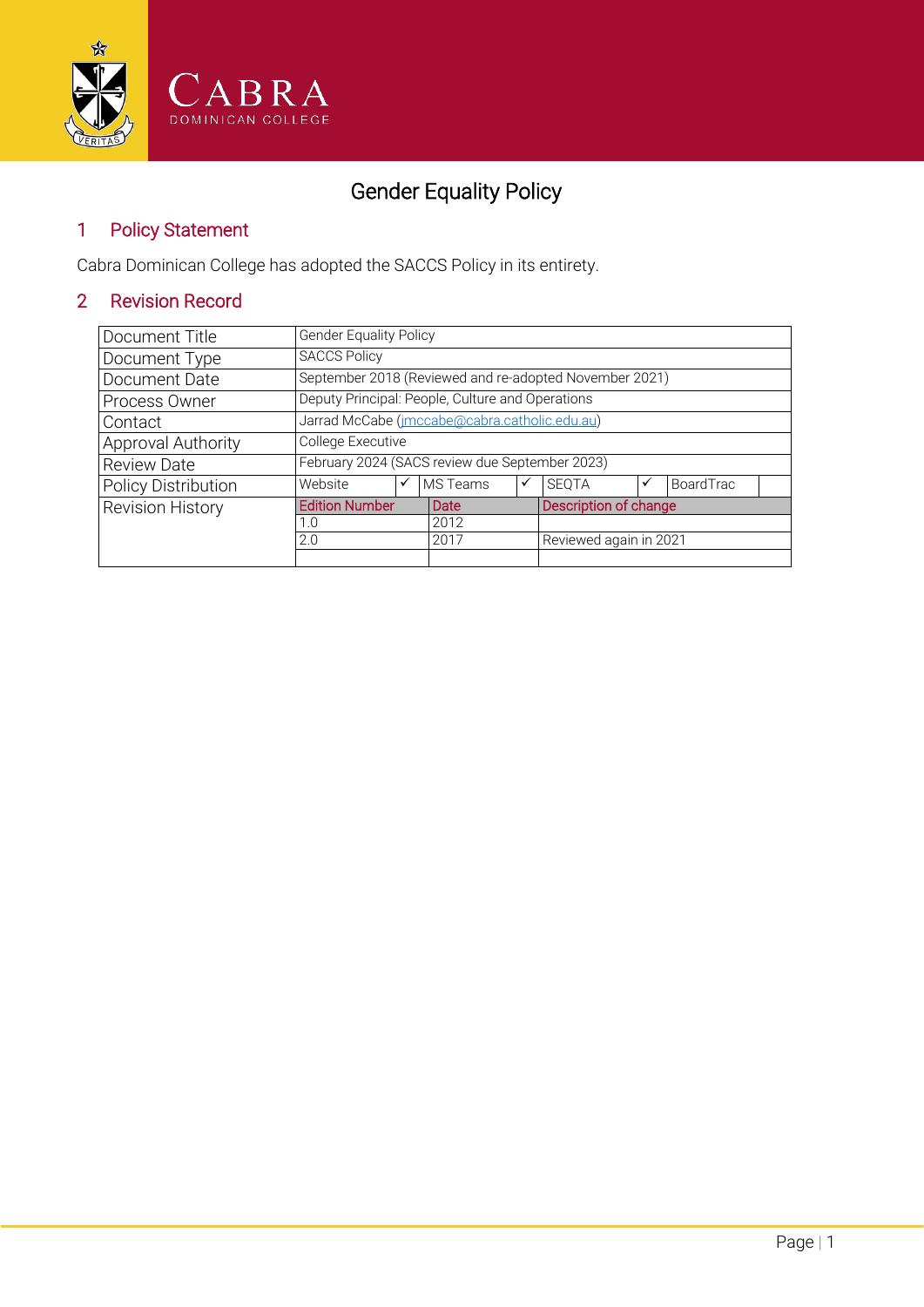# Gender Equality Policy

## 1 Policy Statement

Cabra Dominican College has adopted the SACCS Policy in its entirety.

## 2 Revision Record

| | | | | | | | | |
|---|---|---|---|---|---|---|---|---|
| Document Title | Gender Equality Policy | | | | | | | |
| Document Type | SACCS Policy | | | | | | | |
| Document Date | September 2018 (Reviewed and re-adopted November 2021) | | | | | | | |
| Process Owner | Deputy Principal: People, Culture and Operations | | | | | | | |
| Contact | Jarrad McCabe (jmccabe@cabra.catholic.edu.au) | | | | | | | |
| Approval Authority | College Executive | | | | | | | |
| Review Date | February 2024 (SACS review due September 2023) | | | | | | | |
| Policy Distribution | Website | ✓ | MS Teams | ✓ | SEQTA | ✓ | BoardTrac | |
| Revision History | Edition Number | | Date | | Description of change | | | |
| | 1.0 | | 2012 | | | | | |
| | 2.0 | | 2017 | | Reviewed again in 2021 | | | |
| | | | | | | | | |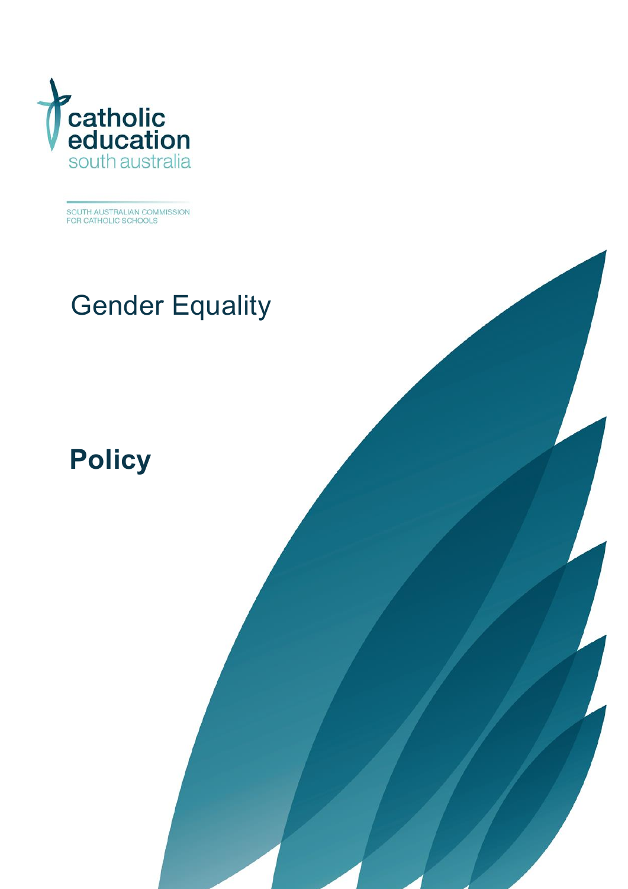catholic
education
south australia

SOUTH AUSTRALIAN COMMISSION
FOR CATHOLIC SCHOOLS

# Gender Equality

## Policy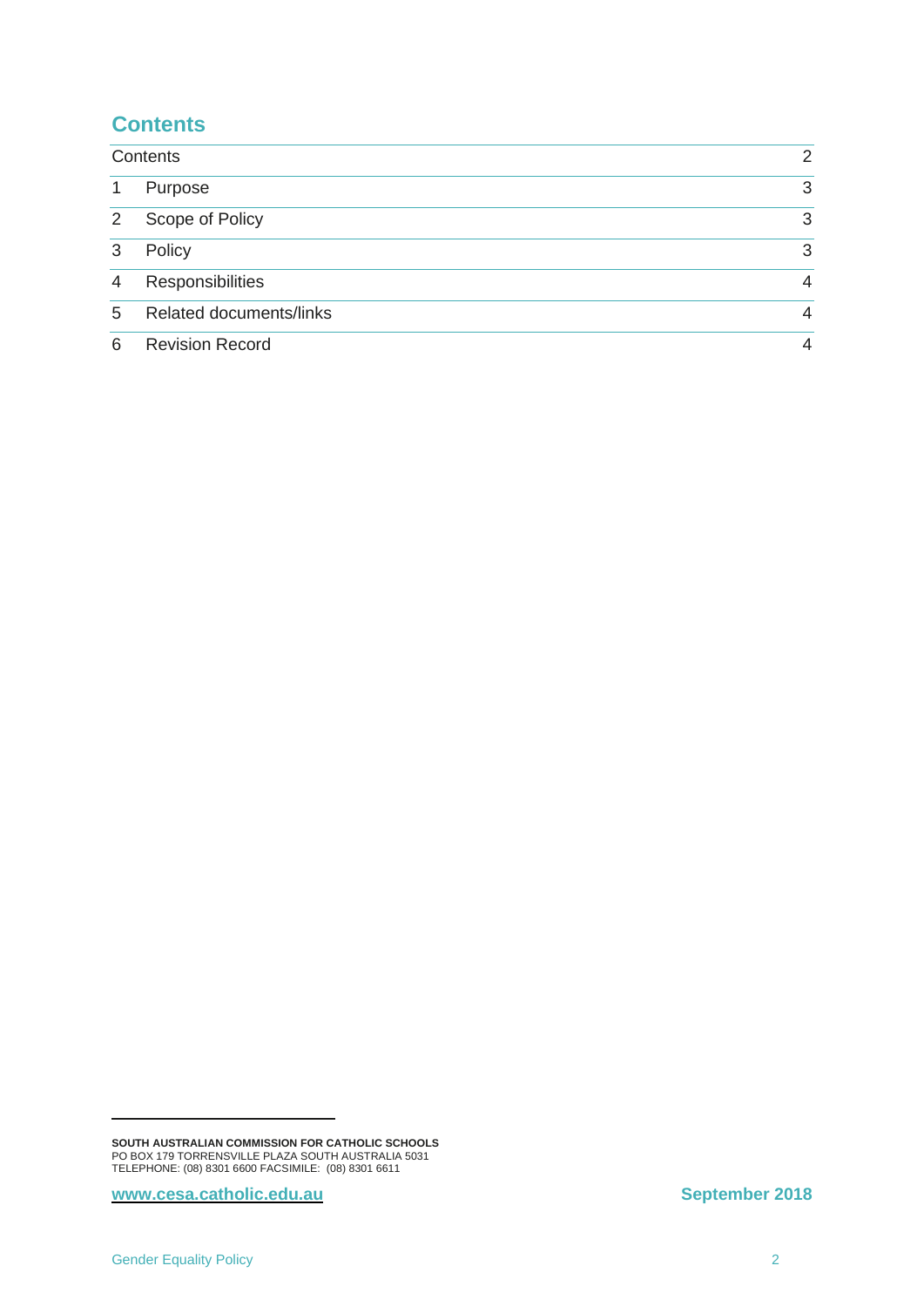## Contents

| | | |
|---|---|---|
| Contents | | 2 |
| 1 | Purpose | 3 |
| 2 | Scope of Policy | 3 |
| 3 | Policy | 3 |
| 4 | Responsibilities | 4 |
| 5 | Related documents/links | 4 |
| 6 | Revision Record | 4 |

**SOUTH AUSTRALIAN COMMISSION FOR CATHOLIC SCHOOLS**
PO BOX 179 TORRENSVILLE PLAZA SOUTH AUSTRALIA 5031
TELEPHONE: (08) 8301 6600 FACSIMILE: (08) 8301 6611

**www.cesa.catholic.edu.au** **September 2018**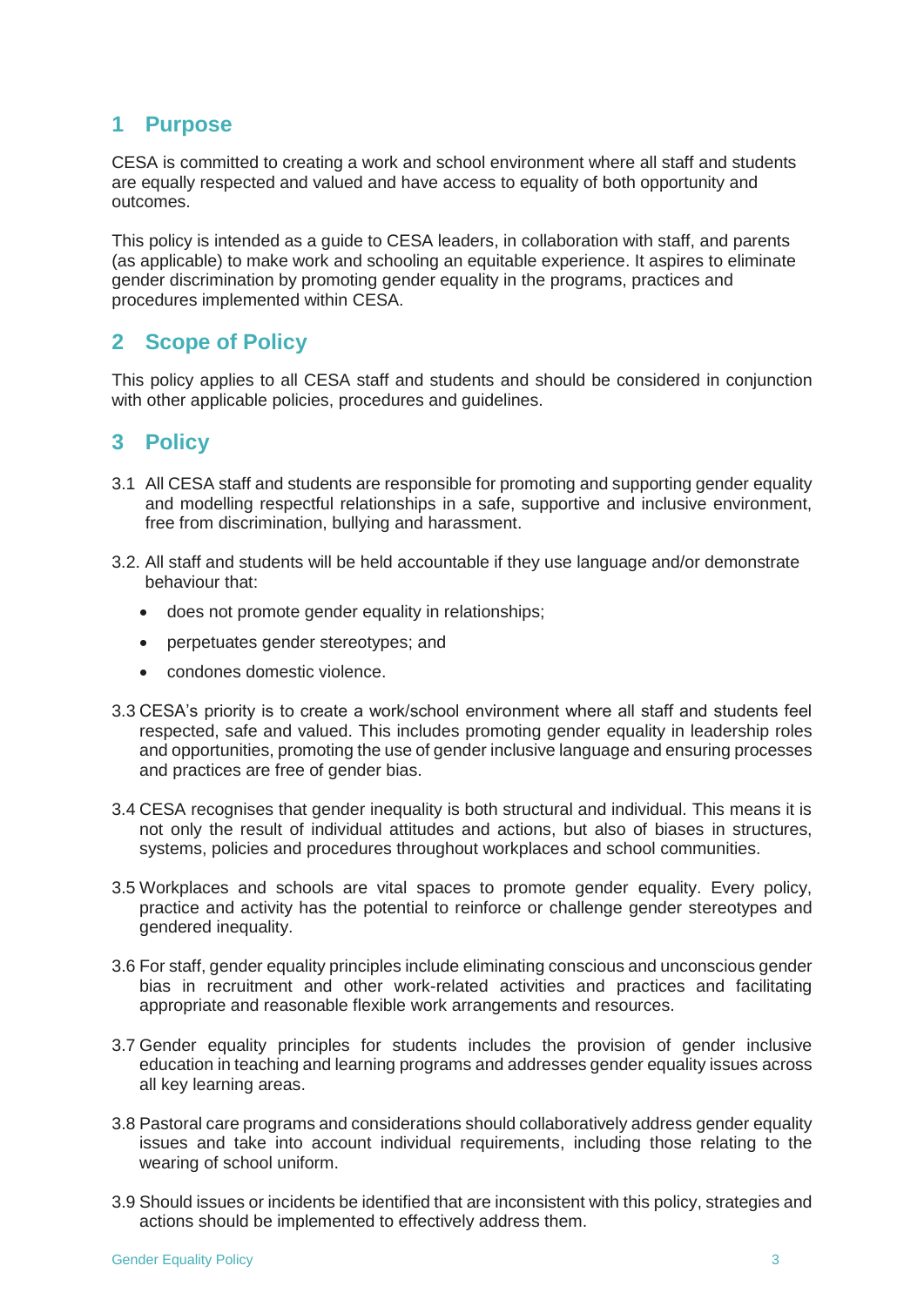## 1 Purpose

CESA is committed to creating a work and school environment where all staff and students are equally respected and valued and have access to equality of both opportunity and outcomes.

This policy is intended as a guide to CESA leaders, in collaboration with staff, and parents (as applicable) to make work and schooling an equitable experience. It aspires to eliminate gender discrimination by promoting gender equality in the programs, practices and procedures implemented within CESA.

## 2 Scope of Policy

This policy applies to all CESA staff and students and should be considered in conjunction with other applicable policies, procedures and guidelines.

## 3 Policy

3.1 All CESA staff and students are responsible for promoting and supporting gender equality and modelling respectful relationships in a safe, supportive and inclusive environment, free from discrimination, bullying and harassment.

3.2. All staff and students will be held accountable if they use language and/or demonstrate behaviour that:

- does not promote gender equality in relationships;
- perpetuates gender stereotypes; and
- condones domestic violence.

3.3 CESA's priority is to create a work/school environment where all staff and students feel respected, safe and valued. This includes promoting gender equality in leadership roles and opportunities, promoting the use of gender inclusive language and ensuring processes and practices are free of gender bias.

3.4 CESA recognises that gender inequality is both structural and individual. This means it is not only the result of individual attitudes and actions, but also of biases in structures, systems, policies and procedures throughout workplaces and school communities.

3.5 Workplaces and schools are vital spaces to promote gender equality. Every policy, practice and activity has the potential to reinforce or challenge gender stereotypes and gendered inequality.

3.6 For staff, gender equality principles include eliminating conscious and unconscious gender bias in recruitment and other work-related activities and practices and facilitating appropriate and reasonable flexible work arrangements and resources.

3.7 Gender equality principles for students includes the provision of gender inclusive education in teaching and learning programs and addresses gender equality issues across all key learning areas.

3.8 Pastoral care programs and considerations should collaboratively address gender equality issues and take into account individual requirements, including those relating to the wearing of school uniform.

3.9 Should issues or incidents be identified that are inconsistent with this policy, strategies and actions should be implemented to effectively address them.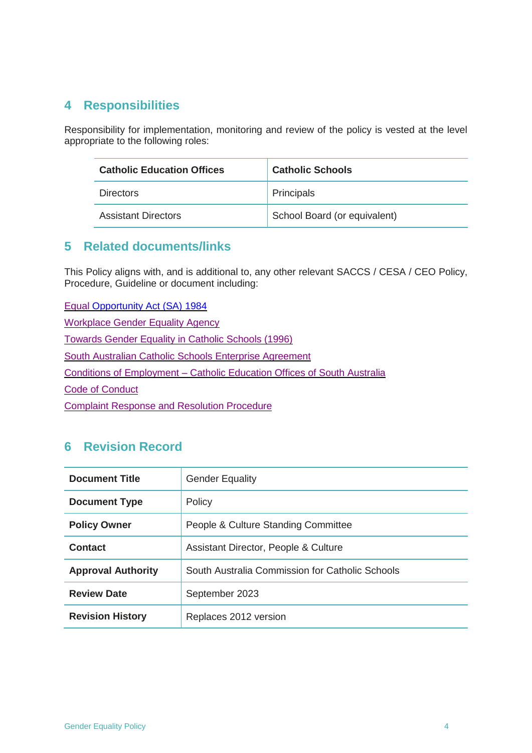## 4 Responsibilities

Responsibility for implementation, monitoring and review of the policy is vested at the level appropriate to the following roles:

| Catholic Education Offices | Catholic Schools |
|---|---|
| Directors | Principals |
| Assistant Directors | School Board (or equivalent) |

## 5 Related documents/links

This Policy aligns with, and is additional to, any other relevant SACCS / CESA / CEO Policy, Procedure, Guideline or document including:

Equal Opportunity Act (SA) 1984

Workplace Gender Equality Agency

Towards Gender Equality in Catholic Schools (1996)

South Australian Catholic Schools Enterprise Agreement

Conditions of Employment – Catholic Education Offices of South Australia

Code of Conduct

Complaint Response and Resolution Procedure

## 6 Revision Record

| | |
|---|---|
| **Document Title** | Gender Equality |
| **Document Type** | Policy |
| **Policy Owner** | People & Culture Standing Committee |
| **Contact** | Assistant Director, People & Culture |
| **Approval Authority** | South Australia Commission for Catholic Schools |
| **Review Date** | September 2023 |
| **Revision History** | Replaces 2012 version |